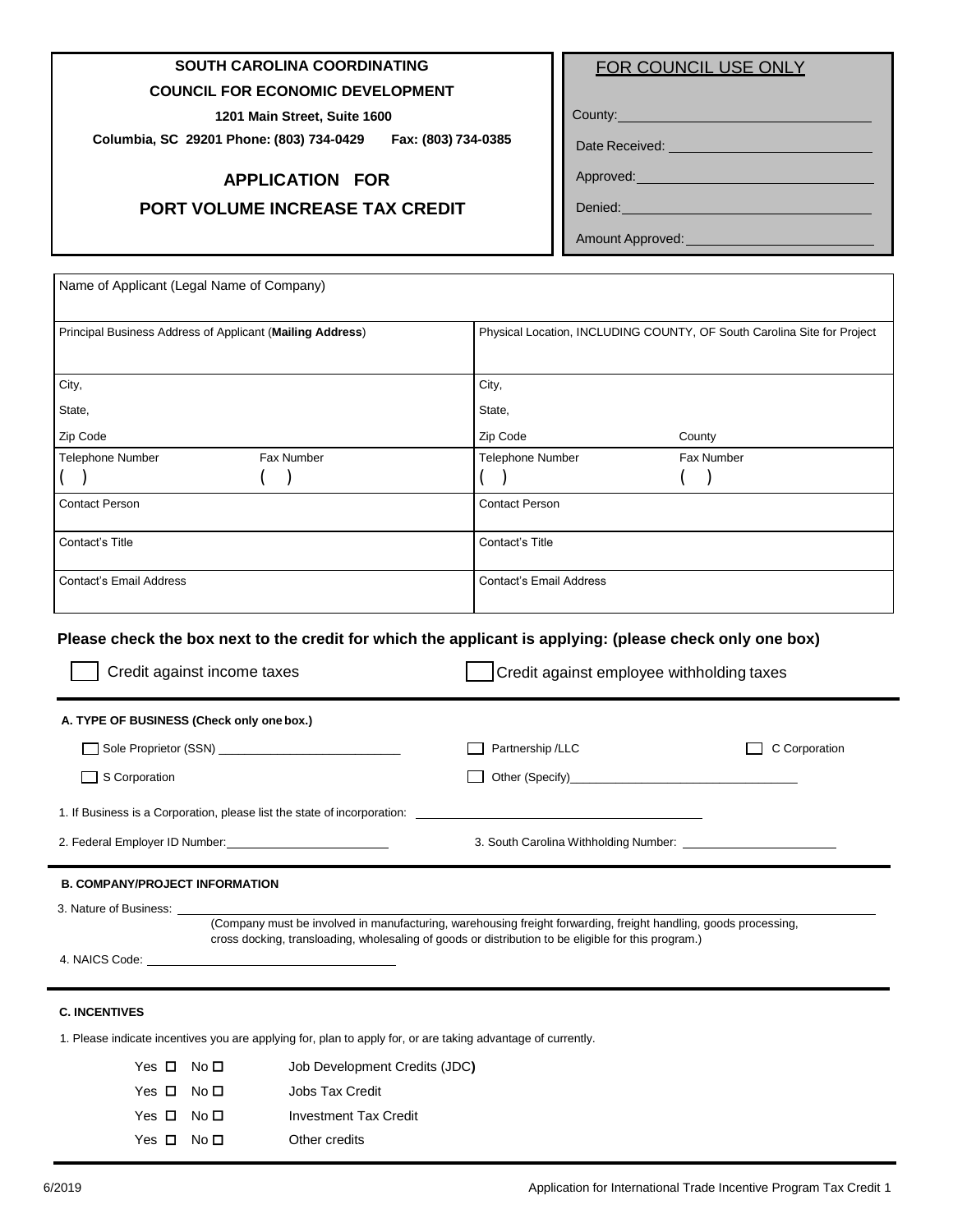**SOUTH CAROLINA COORDINATING**

**COUNCIL FOR ECONOMIC DEVELOPMENT**

**1201 Main Street, Suite 1600**

**Columbia, SC 29201 Phone: (803) 734-0429 Fax: (803) 734-0385**

# APPLICATION FOR PORT VOLUME INCREASE TAX CREDIT

| FOR COUNCIL USE ONLY |
| --- |
| County: |
| Date Received: |
| Approved: |
| Denied: |
| Amount Approved: |

| Name of Applicant (Legal Name of Company) | | | |
| --- | --- | --- | --- |
| Principal Business Address of Applicant (**Mailing Address**) | | Physical Location, INCLUDING COUNTY, OF South Carolina Site for Project | |
| City, | | City, | |
| State, | | State, | |
| Zip Code | | Zip Code | County |
| Telephone Number ( ) | Fax Number ( ) | Telephone Number ( ) | Fax Number ( ) |
| Contact Person | | Contact Person | |
| Contact's Title | | Contact's Title | |
| Contact's Email Address | | Contact's Email Address | |

**Please check the box next to the credit for which the applicant is applying: (please check only one box)**

☐ Credit against income taxes ☐ Credit against employee withholding taxes

**A. TYPE OF BUSINESS (Check only one box.)**

☐ Sole Proprietor (SSN) ____________ ☐ Partnership /LLC ☐ C Corporation

☐ S Corporation ☐ Other (Specify) ____________

1. If Business is a Corporation, please list the state of incorporation: ____________

2. Federal Employer ID Number: ____________ 3. South Carolina Withholding Number: ____________

**B. COMPANY/PROJECT INFORMATION**

3. Nature of Business: ____________

(Company must be involved in manufacturing, warehousing freight forwarding, freight handling, goods processing, cross docking, transloading, wholesaling of goods or distribution to be eligible for this program.)

4. NAICS Code: ____________

**C. INCENTIVES**

1. Please indicate incentives you are applying for, plan to apply for, or are taking advantage of currently.

Yes ☐ No ☐ Job Development Credits (JDC)

Yes ☐ No ☐ Jobs Tax Credit

Yes ☐ No ☐ Investment Tax Credit

Yes ☐ No ☐ Other credits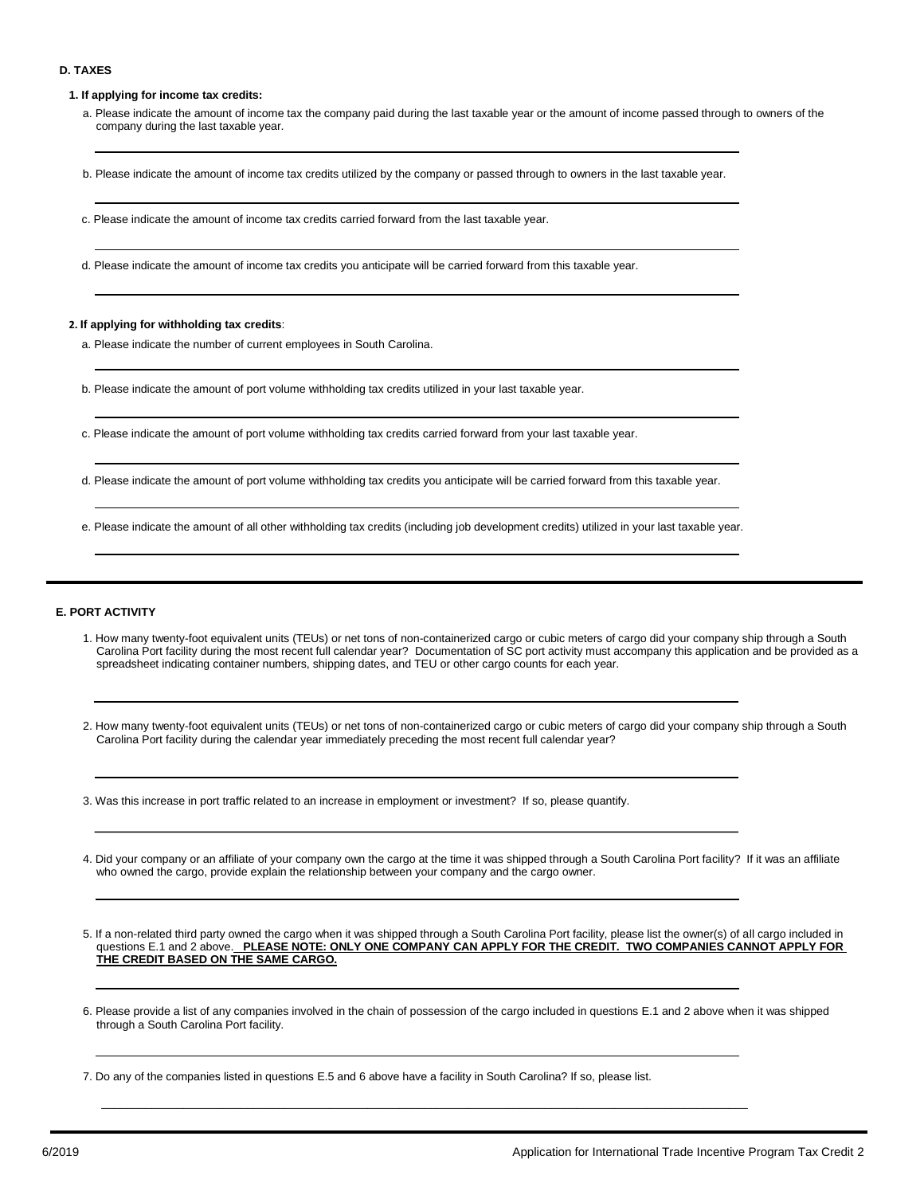**D. TAXES**

**1. If applying for income tax credits:**

a. Please indicate the amount of income tax the company paid during the last taxable year or the amount of income passed through to owners of the company during the last taxable year.

b. Please indicate the amount of income tax credits utilized by the company or passed through to owners in the last taxable year.

c. Please indicate the amount of income tax credits carried forward from the last taxable year.

d. Please indicate the amount of income tax credits you anticipate will be carried forward from this taxable year.

**2. If applying for withholding tax credits**:

a. Please indicate the number of current employees in South Carolina.

b. Please indicate the amount of port volume withholding tax credits utilized in your last taxable year.

c. Please indicate the amount of port volume withholding tax credits carried forward from your last taxable year.

d. Please indicate the amount of port volume withholding tax credits you anticipate will be carried forward from this taxable year.

e. Please indicate the amount of all other withholding tax credits (including job development credits) utilized in your last taxable year.

---

**E. PORT ACTIVITY**

1. How many twenty-foot equivalent units (TEUs) or net tons of non-containerized cargo or cubic meters of cargo did your company ship through a South Carolina Port facility during the most recent full calendar year? Documentation of SC port activity must accompany this application and be provided as a spreadsheet indicating container numbers, shipping dates, and TEU or other cargo counts for each year.

2. How many twenty-foot equivalent units (TEUs) or net tons of non-containerized cargo or cubic meters of cargo did your company ship through a South Carolina Port facility during the calendar year immediately preceding the most recent full calendar year?

3. Was this increase in port traffic related to an increase in employment or investment? If so, please quantify.

4. Did your company or an affiliate of your company own the cargo at the time it was shipped through a South Carolina Port facility? If it was an affiliate who owned the cargo, provide explain the relationship between your company and the cargo owner.

5. If a non-related third party owned the cargo when it was shipped through a South Carolina Port facility, please list the owner(s) of all cargo included in questions E.1 and 2 above. **PLEASE NOTE: ONLY ONE COMPANY CAN APPLY FOR THE CREDIT. TWO COMPANIES CANNOT APPLY FOR THE CREDIT BASED ON THE SAME CARGO.**

6. Please provide a list of any companies involved in the chain of possession of the cargo included in questions E.1 and 2 above when it was shipped through a South Carolina Port facility.

7. Do any of the companies listed in questions E.5 and 6 above have a facility in South Carolina? If so, please list.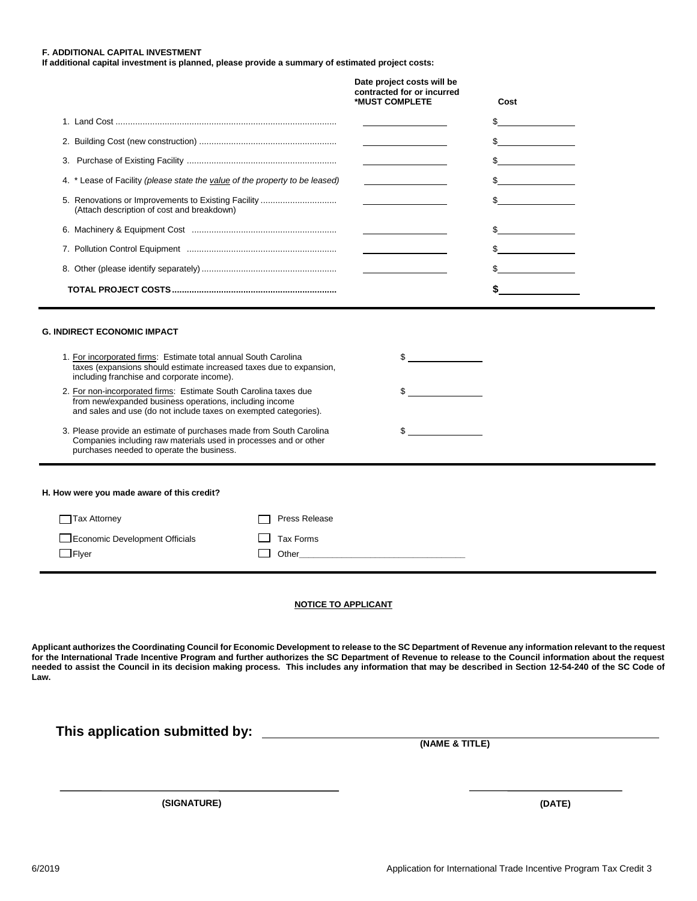**F. ADDITIONAL CAPITAL INVESTMENT**
**If additional capital investment is planned, please provide a summary of estimated project costs:**

| | Date project costs will be contracted for or incurred *MUST COMPLETE | Cost |
|---|---|---|
| 1. Land Cost | | $ |
| 2. Building Cost (new construction) | | $ |
| 3. Purchase of Existing Facility | | $ |
| 4. * Lease of Facility *(please state the value of the property to be leased)* | | $ |
| 5. Renovations or Improvements to Existing Facility (Attach description of cost and breakdown) | | $ |
| 6. Machinery & Equipment Cost | | $ |
| 7. Pollution Control Equipment | | $ |
| 8. Other (please identify separately) | | $ |
| **TOTAL PROJECT COSTS** | | **$** |

**G. INDIRECT ECONOMIC IMPACT**

1. For incorporated firms: Estimate total annual South Carolina taxes (expansions should estimate increased taxes due to expansion, including franchise and corporate income). $ ____________
2. For non-incorporated firms: Estimate South Carolina taxes due from new/expanded business operations, including income and sales and use (do not include taxes on exempted categories). $ ____________
3. Please provide an estimate of purchases made from South Carolina Companies including raw materials used in processes and or other purchases needed to operate the business. $ ____________

**H. How were you made aware of this credit?**

- ☐ Tax Attorney
- ☐ Economic Development Officials
- ☐ Flyer
- ☐ Press Release
- ☐ Tax Forms
- ☐ Other____________________

**NOTICE TO APPLICANT**

**Applicant authorizes the Coordinating Council for Economic Development to release to the SC Department of Revenue any information relevant to the request for the International Trade Incentive Program and further authorizes the SC Department of Revenue to release to the Council information about the request needed to assist the Council in its decision making process. This includes any information that may be described in Section 12-54-240 of the SC Code of Law.**

**This application submitted by:** ______________________________
**(NAME & TITLE)**

______________________________ **(SIGNATURE)**

______________ **(DATE)**